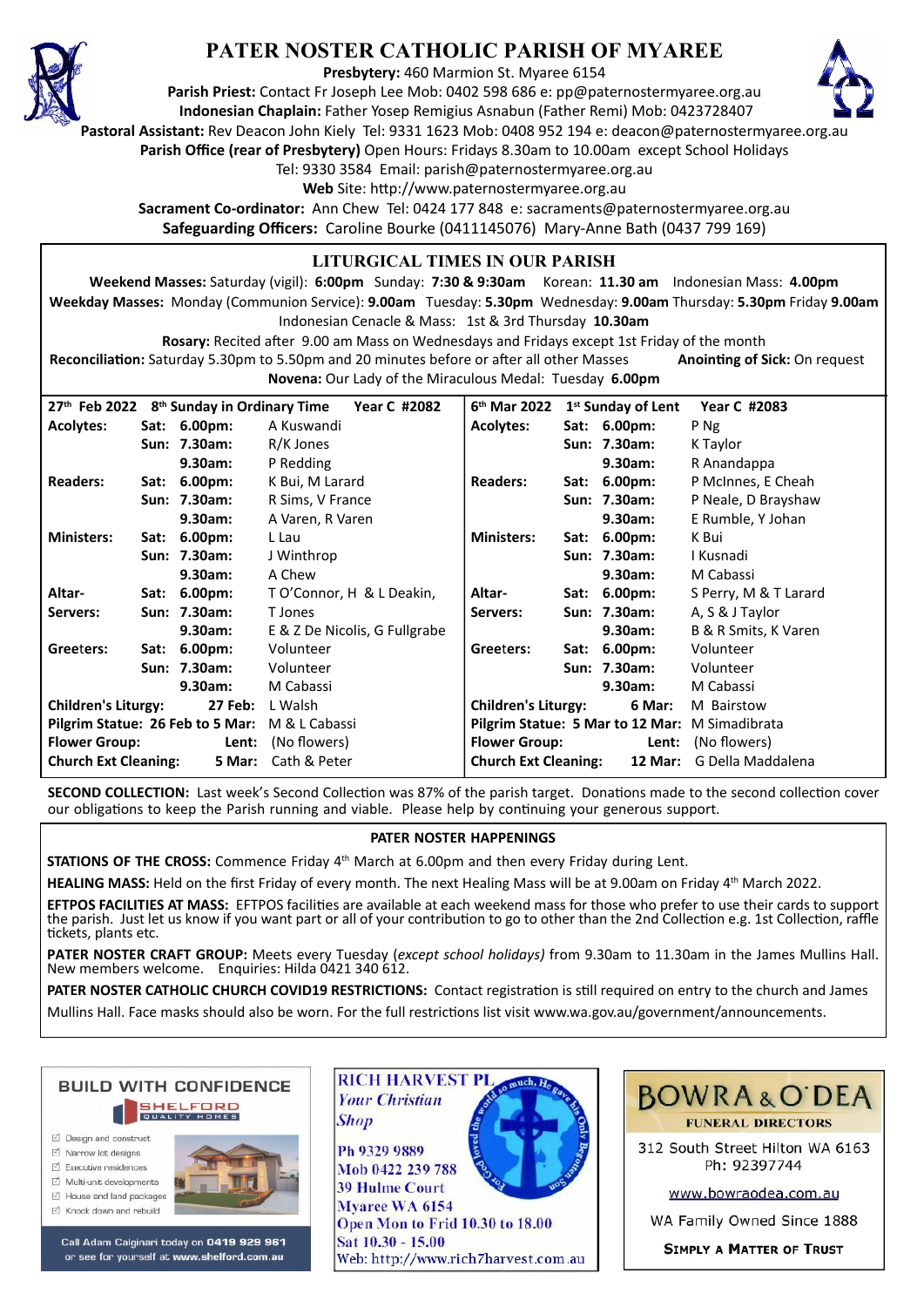# PATER NOSTER CATHOLIC PARISH OF MYAREE

**Presbytery:** 460 Marmion St. Myaree 6154
**Parish Priest:** Contact Fr Joseph Lee Mob: 0402 598 686 e: pp@paternostermyaree.org.au
**Indonesian Chaplain:** Father Yosep Remigius Asnabun (Father Remi) Mob: 0423728407
**Pastoral Assistant:** Rev Deacon John Kiely Tel: 9331 1623 Mob: 0408 952 194 e: deacon@paternostermyaree.org.au
**Parish Office (rear of Presbytery)** Open Hours: Fridays 8.30am to 10.00am except School Holidays
Tel: 9330 3584 Email: parish@paternostermyaree.org.au
**Web** Site: http://www.paternostermyaree.org.au
**Sacrament Co-ordinator:** Ann Chew Tel: 0424 177 848 e: sacraments@paternostermyaree.org.au
**Safeguarding Officers:** Caroline Bourke (0411145076) Mary-Anne Bath (0437 799 169)

## LITURGICAL TIMES IN OUR PARISH

**Weekend Masses:** Saturday (vigil): **6:00pm** Sunday: **7:30 & 9:30am** Korean: **11.30 am** Indonesian Mass: **4.00pm**
**Weekday Masses:** Monday (Communion Service): **9.00am** Tuesday: **5.30pm** Wednesday: **9.00am** Thursday: **5.30pm** Friday **9.00am**
Indonesian Cenacle & Mass: 1st & 3rd Thursday **10.30am**
**Rosary:** Recited after 9.00 am Mass on Wednesdays and Fridays except 1st Friday of the month
**Reconciliation:** Saturday 5.30pm to 5.50pm and 20 minutes before or after all other Masses **Anointing of Sick:** On request
**Novena:** Our Lady of the Miraculous Medal: Tuesday **6.00pm**

| **27th Feb 2022** | **8th Sunday in Ordinary Time** | | **Year C #2082** | **6th Mar 2022** | **1st Sunday of Lent** | | **Year C #2083** |
|---|---|---|---|---|---|---|---|
| **Acolytes:** | **Sat:** | **6.00pm:** | A Kuswandi | **Acolytes:** | **Sat:** | **6.00pm:** | P Ng |
| | **Sun:** | **7.30am:** | R/K Jones | | **Sun:** | **7.30am:** | K Taylor |
| | | **9.30am:** | P Redding | | | **9.30am:** | R Anandappa |
| **Readers:** | **Sat:** | **6.00pm:** | K Bui, M Larard | **Readers:** | **Sat:** | **6.00pm:** | P McInnes, E Cheah |
| | **Sun:** | **7.30am:** | R Sims, V France | | **Sun:** | **7.30am:** | P Neale, D Brayshaw |
| | | **9.30am:** | A Varen, R Varen | | | **9.30am:** | E Rumble, Y Johan |
| **Ministers:** | **Sat:** | **6.00pm:** | L Lau | **Ministers:** | **Sat:** | **6.00pm:** | K Bui |
| | **Sun:** | **7.30am:** | J Winthrop | | **Sun:** | **7.30am:** | I Kusnadi |
| | | **9.30am:** | A Chew | | | **9.30am:** | M Cabassi |
| **Altar-** | **Sat:** | **6.00pm:** | T O'Connor, H & L Deakin, | **Altar-** | **Sat:** | **6.00pm:** | S Perry, M & T Larard |
| **Servers:** | **Sun:** | **7.30am:** | T Jones | **Servers:** | **Sun:** | **7.30am:** | A, S & J Taylor |
| | | **9.30am:** | E & Z De Nicolis, G Fullgrabe | | | **9.30am:** | B & R Smits, K Varen |
| **Greeters:** | **Sat:** | **6.00pm:** | Volunteer | **Greeters:** | **Sat:** | **6.00pm:** | Volunteer |
| | **Sun:** | **7.30am:** | Volunteer | | **Sun:** | **7.30am:** | Volunteer |
| | | **9.30am:** | M Cabassi | | | **9.30am:** | M Cabassi |
| **Children's Liturgy:** | | **27 Feb:** | L Walsh | **Children's Liturgy:** | | **6 Mar:** | M Bairstow |
| **Pilgrim Statue: 26 Feb to 5 Mar:** | | | M & L Cabassi | **Pilgrim Statue: 5 Mar to 12 Mar:** | | | M Simadibrata |
| **Flower Group:** | | **Lent:** | (No flowers) | **Flower Group:** | | **Lent:** | (No flowers) |
| **Church Ext Cleaning:** | | **5 Mar:** | Cath & Peter | **Church Ext Cleaning:** | | **12 Mar:** | G Della Maddalena |

**SECOND COLLECTION:** Last week's Second Collection was 87% of the parish target. Donations made to the second collection cover our obligations to keep the Parish running and viable. Please help by continuing your generous support.

## PATER NOSTER HAPPENINGS

**STATIONS OF THE CROSS:** Commence Friday 4th March at 6.00pm and then every Friday during Lent.

**HEALING MASS:** Held on the first Friday of every month. The next Healing Mass will be at 9.00am on Friday 4th March 2022.

**EFTPOS FACILITIES AT MASS:** EFTPOS facilities are available at each weekend mass for those who prefer to use their cards to support the parish. Just let us know if you want part or all of your contribution to go to other than the 2nd Collection e.g. 1st Collection, raffle tickets, plants etc.

**PATER NOSTER CRAFT GROUP:** Meets every Tuesday (*except school holidays*) from 9.30am to 11.30am in the James Mullins Hall. New members welcome. Enquiries: Hilda 0421 340 612.

**PATER NOSTER CATHOLIC CHURCH COVID19 RESTRICTIONS:** Contact registration is still required on entry to the church and James Mullins Hall. Face masks should also be worn. For the full restrictions list visit www.wa.gov.au/government/announcements.

---

**BUILD WITH CONFIDENCE**
SHELFORD QUALITY HOMES
- Design and construct
- Narrow lot designs
- Executive residences
- Multi-unit developments
- House and land packages
- Knock down and rebuild

Call Adam Calginari today on **0419 929 961** or see for yourself at **www.shelford.com.au**

**RICH HARVEST PL**
*Your Christian Shop*
Ph 9329 9889
Mob 0422 239 788
39 Hulme Court
Myaree WA 6154
Open Mon to Frid 10.30 to 18.00
Sat 10.30 - 15.00
Web: http://www.rich7harvest.com.au

For God so loved the world so much, He gave his Only Begotten Son

**BOWRA & O'DEA**
**FUNERAL DIRECTORS**
312 South Street Hilton WA 6163
Ph: 92397744
www.bowraodea.com.au
WA Family Owned Since 1888
**SIMPLY A MATTER OF TRUST**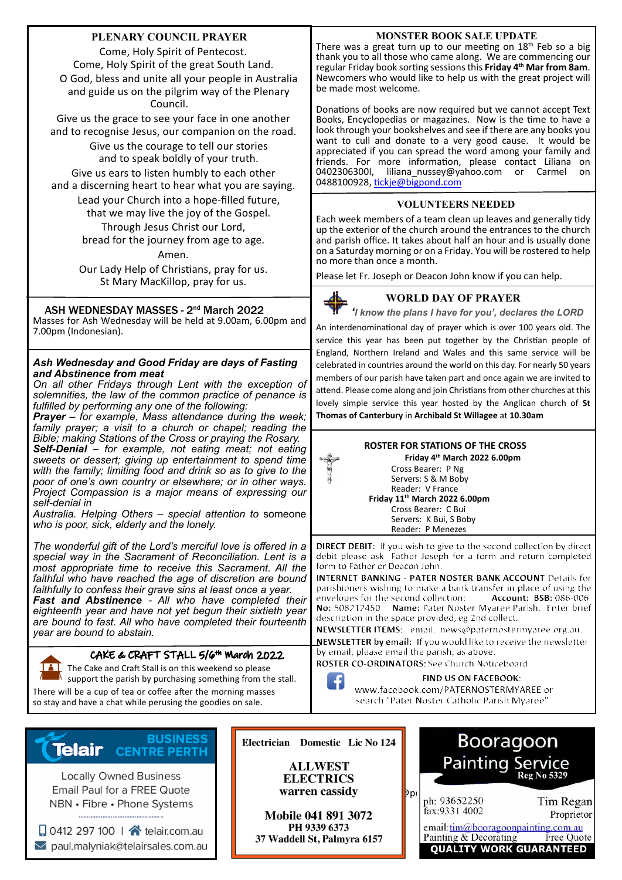## PLENARY COUNCIL PRAYER

Come, Holy Spirit of Pentecost.
Come, Holy Spirit of the great South Land.
O God, bless and unite all your people in Australia and guide us on the pilgrim way of the Plenary Council.
Give us the grace to see your face in one another and to recognise Jesus, our companion on the road.
Give us the courage to tell our stories and to speak boldly of your truth.
Give us ears to listen humbly to each other and a discerning heart to hear what you are saying.
Lead your Church into a hope-filled future, that we may live the joy of the Gospel.
Through Jesus Christ our Lord, bread for the journey from age to age.
Amen.
Our Lady Help of Christians, pray for us.
St Mary MacKillop, pray for us.

## ASH WEDNESDAY MASSES - 2nd March 2022

Masses for Ash Wednesday will be held at 9.00am, 6.00pm and 7.00pm (Indonesian).

***Ash Wednesday and Good Friday are days of Fasting and Abstinence from meat***

*On all other Fridays through Lent with the exception of solemnities, the law of the common practice of penance is fulfilled by performing any one of the following:*
***Prayer*** *– for example, Mass attendance during the week; family prayer; a visit to a church or chapel; reading the Bible; making Stations of the Cross or praying the Rosary.*
***Self-Denial*** *– for example, not eating meat; not eating sweets or dessert; giving up entertainment to spend time with the family; limiting food and drink so as to give to the poor of one's own country or elsewhere; or in other ways. Project Compassion is a major means of expressing our self-denial in*
*Australia. Helping Others – special attention to* someone *who is poor, sick, elderly and the lonely.*

*The wonderful gift of the Lord's merciful love is offered in a special way in the Sacrament of Reconciliation. Lent is a most appropriate time to receive this Sacrament. All the faithful who have reached the age of discretion are bound faithfully to confess their grave sins at least once a year.*
***Fast and Abstinence*** *- All who have completed their eighteenth year and have not yet begun their sixtieth year are bound to fast. All who have completed their fourteenth year are bound to abstain.*

## CAKE & CRAFT STALL 5/6th March 2022

The Cake and Craft Stall is on this weekend so please support the parish by purchasing something from the stall.
There will be a cup of tea or coffee after the morning masses so stay and have a chat while perusing the goodies on sale.

## MONSTER BOOK SALE UPDATE

There was a great turn up to our meeting on 18th Feb so a big thank you to all those who came along. We are commencing our regular Friday book sorting sessions this **Friday 4th Mar from 8am**. Newcomers who would like to help us with the great project will be made most welcome.

Donations of books are now required but we cannot accept Text Books, Encyclopedias or magazines. Now is the time to have a look through your bookshelves and see if there are any books you want to cull and donate to a very good cause. It would be appreciated if you can spread the word among your family and friends. For more information, please contact Liliana on 0402306300l, liliana_nussey@yahoo.com or Carmel on 0488100928, tickje@bigpond.com

## VOLUNTEERS NEEDED

Each week members of a team clean up leaves and generally tidy up the exterior of the church around the entrances to the church and parish office. It takes about half an hour and is usually done on a Saturday morning or on a Friday. You will be rostered to help no more than once a month.

Please let Fr. Joseph or Deacon John know if you can help.

## WORLD DAY OF PRAYER

***'I know the plans I have for you', declares the LORD***

An interdenominational day of prayer which is over 100 years old. The service this year has been put together by the Christian people of England, Northern Ireland and Wales and this same service will be celebrated in countries around the world on this day. For nearly 50 years members of our parish have taken part and once again we are invited to attend. Please come along and join Christians from other churches at this lovely simple service this year hosted by the Anglican church of **St Thomas of Canterbury** in **Archibald St Willagee** at **10.30am**

## ROSTER FOR STATIONS OF THE CROSS

**Friday 4th March 2022 6.00pm**
Cross Bearer: P Ng
Servers: S & M Boby
Reader: V France

**Friday 11th March 2022 6.00pm**
Cross Bearer: C Bui
Servers: K Bui, S Boby
Reader: P Menezes

**DIRECT DEBIT**: If you wish to give to the second collection by direct debit please ask Father Joseph for a form and return completed form to Father or Deacon John.

**INTERNET BANKING - PATER NOSTER BANK ACCOUNT** Details for parishioners wishing to make a bank transfer in place of using the envelopes for the second collection: **Account: BSB:** 086-006 **No:** 508212450 **Name:** Pater Noster Myaree Parish. Enter brief description in the space provided, eg 2nd collect.

**NEWSLETTER ITEMS**: email: news@paternostermyaree.org.au.

**NEWSLETTER by email:** If you would like to receive the newsletter by email, please email the parish, as above.

**ROSTER CO-ORDINATORS:** See Church Noticeboard

**FIND US ON FACEBOOK:**
www.facebook.com/PATERNOSTERMYAREE or search "Pater Noster Catholic Parish Myaree"

---

**Telair BUSINESS CENTRE PERTH**
Locally Owned Business
Email Paul for a FREE Quote
NBN • Fibre • Phone Systems
0412 297 100 | telair.com.au
paul.malyniak@telairsales.com.au

**Electrician Domestic Lic No 124**
**ALLWEST ELECTRICS**
**warren cassidy**
**Mobile 041 891 3072**
**PH 9339 6373**
**37 Waddell St, Palmyra 6157**

**Booragoon Painting Service**
**Reg No 5329**
ph: 93652250
fax:9331 4002
Tim Regan
Proprietor
email: tim@booragoonpainting.com.au
Painting & Decorating
Free Quote
**QUALITY WORK GUARANTEED**